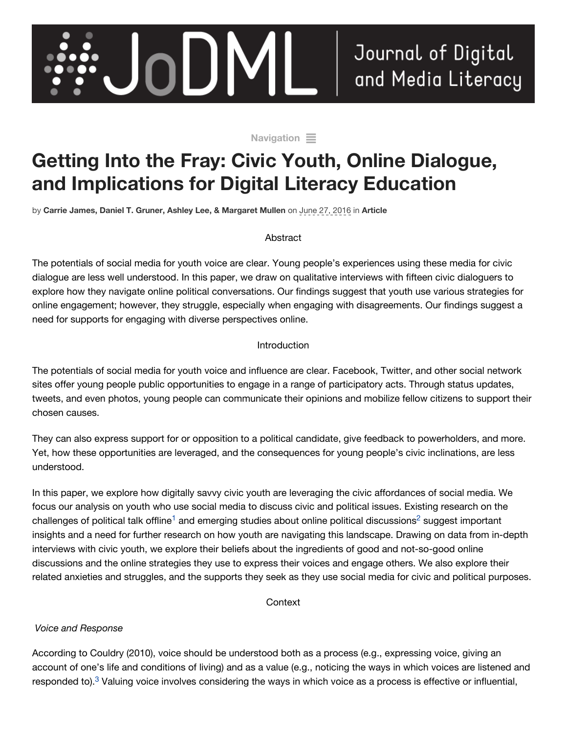# Getting Into the Fray: Civic Youth, Online Dialogue, and Implications for Digital Literacy Education

by **Carrie James, Daniel T. Gruner, Ashley Lee, & Margaret Mullen** on June 27, 2016 in **Article**

## Abstract

The potentials of social media for youth voice are clear. Young people's experiences using these media for civic dialogue are less well understood. In this paper, we draw on qualitative interviews with fifteen civic dialoguers to explore how they navigate online political conversations. Our findings suggest that youth use various strategies for online engagement; however, they struggle, especially when engaging with disagreements. Our findings suggest a need for supports for engaging with diverse perspectives online.

## Introduction

The potentials of social media for youth voice and influence are clear. Facebook, Twitter, and other social network sites offer young people public opportunities to engage in a range of participatory acts. Through status updates, tweets, and even photos, young people can communicate their opinions and mobilize fellow citizens to support their chosen causes.

They can also express support for or opposition to a political candidate, give feedback to powerholders, and more. Yet, how these opportunities are leveraged, and the consequences for young people's civic inclinations, are less understood.

In this paper, we explore how digitally savvy civic youth are leveraging the civic affordances of social media. We focus our analysis on youth who use social media to discuss civic and political issues. Existing research on the challenges of political talk offline[1] and emerging studies about online political discussions[2] suggest important insights and a need for further research on how youth are navigating this landscape. Drawing on data from in-depth interviews with civic youth, we explore their beliefs about the ingredients of good and not-so-good online discussions and the online strategies they use to express their voices and engage others. We also explore their related anxieties and struggles, and the supports they seek as they use social media for civic and political purposes.

## Context

### *Voice and Response*

According to Couldry (2010), voice should be understood both as a process (e.g., expressing voice, giving an account of one's life and conditions of living) and as a value (e.g., noticing the ways in which voices are listened and responded to).[3] Valuing voice involves considering the ways in which voice as a process is effective or influential,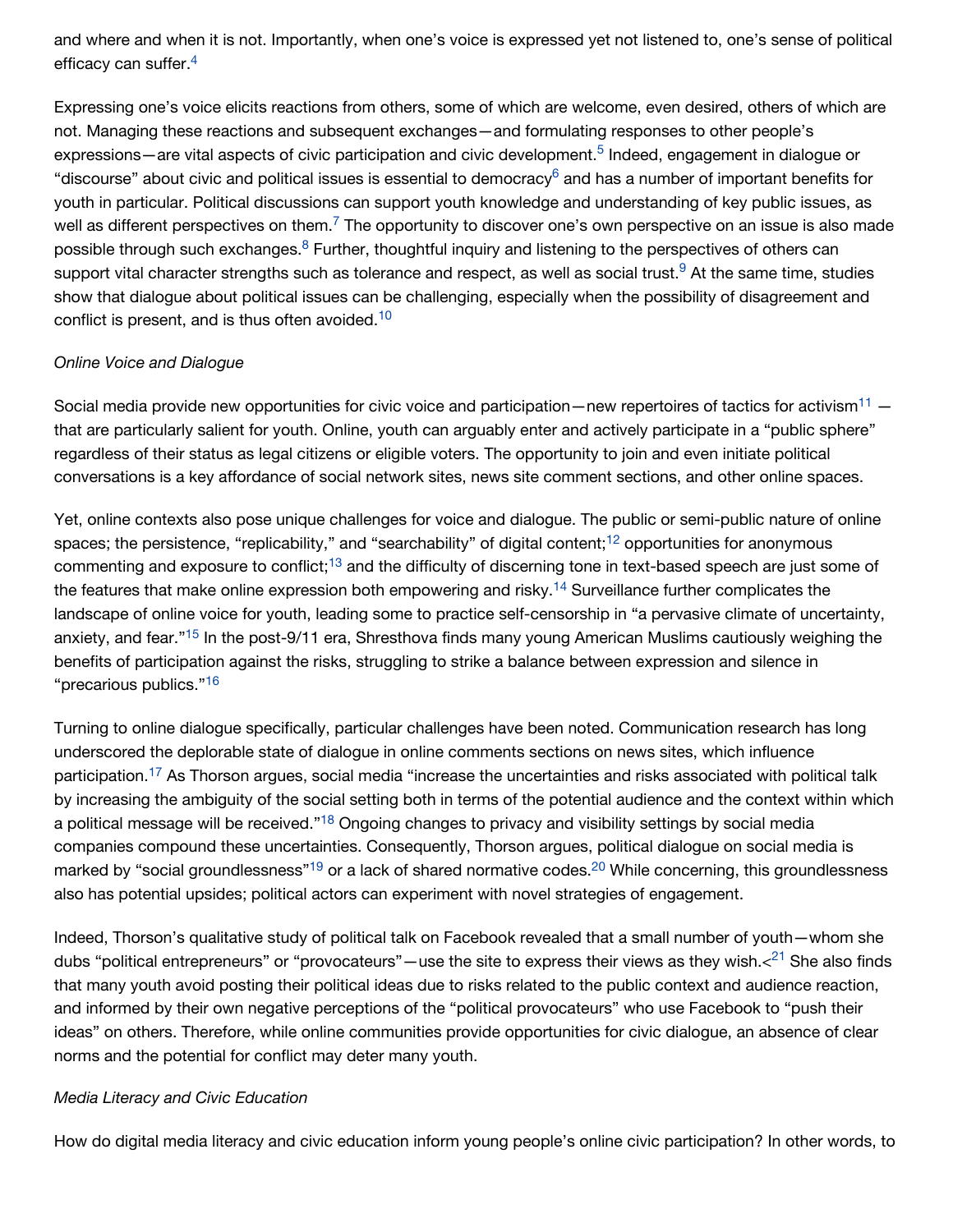and where and when it is not. Importantly, when one's voice is expressed yet not listened to, one's sense of political efficacy can suffer.[4]

Expressing one's voice elicits reactions from others, some of which are welcome, even desired, others of which are not. Managing these reactions and subsequent exchanges—and formulating responses to other people's expressions—are vital aspects of civic participation and civic development.[5] Indeed, engagement in dialogue or "discourse" about civic and political issues is essential to democracy[6] and has a number of important benefits for youth in particular. Political discussions can support youth knowledge and understanding of key public issues, as well as different perspectives on them.[7] The opportunity to discover one's own perspective on an issue is also made possible through such exchanges.[8] Further, thoughtful inquiry and listening to the perspectives of others can support vital character strengths such as tolerance and respect, as well as social trust.[9] At the same time, studies show that dialogue about political issues can be challenging, especially when the possibility of disagreement and conflict is present, and is thus often avoided.[10]

*Online Voice and Dialogue*

Social media provide new opportunities for civic voice and participation—new repertoires of tactics for activism[11] — that are particularly salient for youth. Online, youth can arguably enter and actively participate in a "public sphere" regardless of their status as legal citizens or eligible voters. The opportunity to join and even initiate political conversations is a key affordance of social network sites, news site comment sections, and other online spaces.

Yet, online contexts also pose unique challenges for voice and dialogue. The public or semi-public nature of online spaces; the persistence, "replicability," and "searchability" of digital content;[12] opportunities for anonymous commenting and exposure to conflict;[13] and the difficulty of discerning tone in text-based speech are just some of the features that make online expression both empowering and risky.[14] Surveillance further complicates the landscape of online voice for youth, leading some to practice self-censorship in "a pervasive climate of uncertainty, anxiety, and fear."[15] In the post-9/11 era, Shresthova finds many young American Muslims cautiously weighing the benefits of participation against the risks, struggling to strike a balance between expression and silence in "precarious publics."[16]

Turning to online dialogue specifically, particular challenges have been noted. Communication research has long underscored the deplorable state of dialogue in online comments sections on news sites, which influence participation.[17] As Thorson argues, social media "increase the uncertainties and risks associated with political talk by increasing the ambiguity of the social setting both in terms of the potential audience and the context within which a political message will be received."[18] Ongoing changes to privacy and visibility settings by social media companies compound these uncertainties. Consequently, Thorson argues, political dialogue on social media is marked by "social groundlessness"[19] or a lack of shared normative codes.[20] While concerning, this groundlessness also has potential upsides; political actors can experiment with novel strategies of engagement.

Indeed, Thorson's qualitative study of political talk on Facebook revealed that a small number of youth—whom she dubs "political entrepreneurs" or "provocateurs"—use the site to express their views as they wish.<[21] She also finds that many youth avoid posting their political ideas due to risks related to the public context and audience reaction, and informed by their own negative perceptions of the "political provocateurs" who use Facebook to "push their ideas" on others. Therefore, while online communities provide opportunities for civic dialogue, an absence of clear norms and the potential for conflict may deter many youth.

*Media Literacy and Civic Education*

How do digital media literacy and civic education inform young people's online civic participation? In other words, to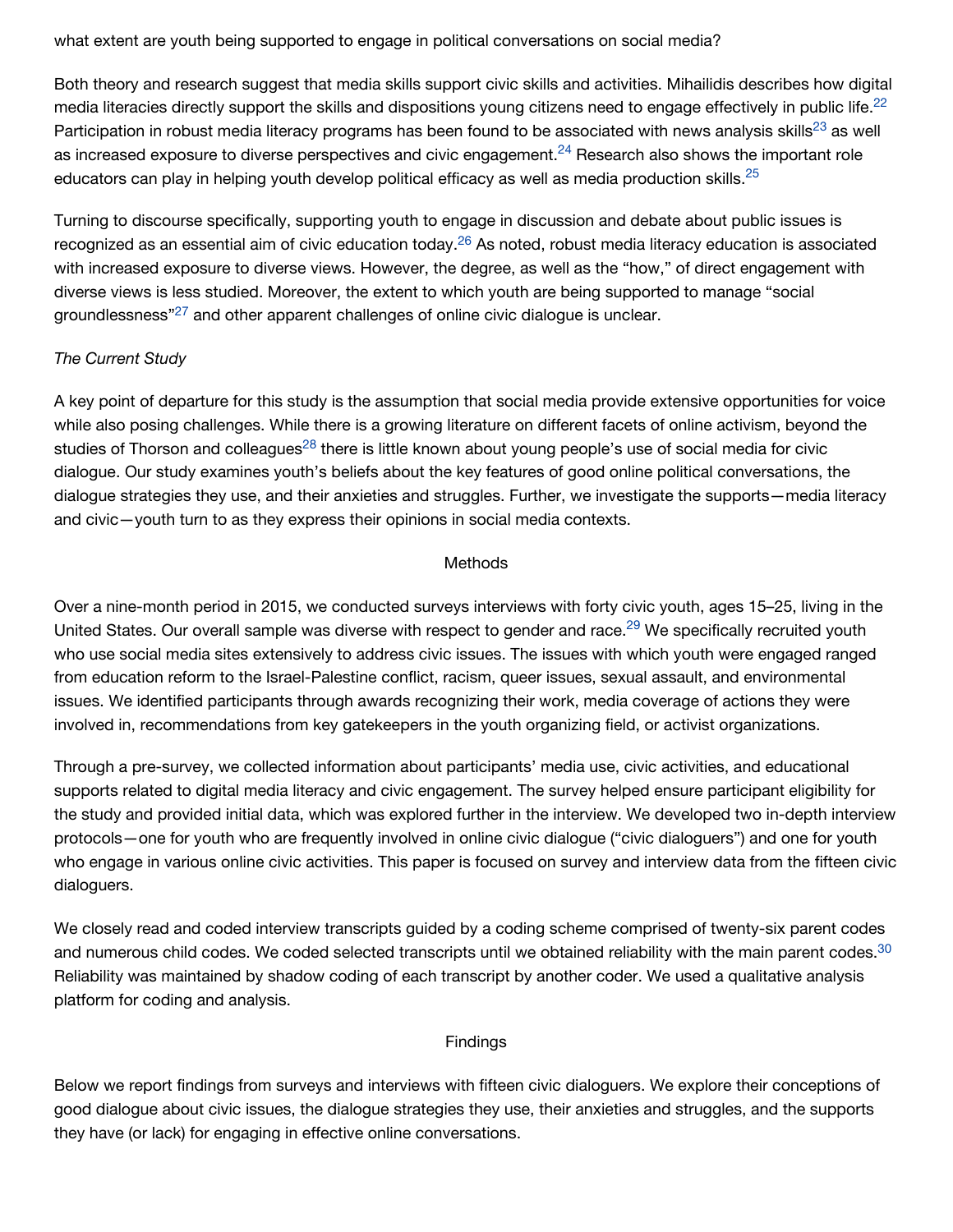what extent are youth being supported to engage in political conversations on social media?

Both theory and research suggest that media skills support civic skills and activities. Mihailidis describes how digital media literacies directly support the skills and dispositions young citizens need to engage effectively in public life.[22] Participation in robust media literacy programs has been found to be associated with news analysis skills[23] as well as increased exposure to diverse perspectives and civic engagement.[24] Research also shows the important role educators can play in helping youth develop political efficacy as well as media production skills.[25]

Turning to discourse specifically, supporting youth to engage in discussion and debate about public issues is recognized as an essential aim of civic education today.[26] As noted, robust media literacy education is associated with increased exposure to diverse views. However, the degree, as well as the "how," of direct engagement with diverse views is less studied. Moreover, the extent to which youth are being supported to manage "social groundlessness"[27] and other apparent challenges of online civic dialogue is unclear.

### *The Current Study*

A key point of departure for this study is the assumption that social media provide extensive opportunities for voice while also posing challenges. While there is a growing literature on different facets of online activism, beyond the studies of Thorson and colleagues[28] there is little known about young people's use of social media for civic dialogue. Our study examines youth's beliefs about the key features of good online political conversations, the dialogue strategies they use, and their anxieties and struggles. Further, we investigate the supports—media literacy and civic—youth turn to as they express their opinions in social media contexts.

## Methods

Over a nine-month period in 2015, we conducted surveys interviews with forty civic youth, ages 15–25, living in the United States. Our overall sample was diverse with respect to gender and race.[29] We specifically recruited youth who use social media sites extensively to address civic issues. The issues with which youth were engaged ranged from education reform to the Israel-Palestine conflict, racism, queer issues, sexual assault, and environmental issues. We identified participants through awards recognizing their work, media coverage of actions they were involved in, recommendations from key gatekeepers in the youth organizing field, or activist organizations.

Through a pre-survey, we collected information about participants' media use, civic activities, and educational supports related to digital media literacy and civic engagement. The survey helped ensure participant eligibility for the study and provided initial data, which was explored further in the interview. We developed two in-depth interview protocols—one for youth who are frequently involved in online civic dialogue ("civic dialoguers") and one for youth who engage in various online civic activities. This paper is focused on survey and interview data from the fifteen civic dialoguers.

We closely read and coded interview transcripts guided by a coding scheme comprised of twenty-six parent codes and numerous child codes. We coded selected transcripts until we obtained reliability with the main parent codes.[30] Reliability was maintained by shadow coding of each transcript by another coder. We used a qualitative analysis platform for coding and analysis.

## Findings

Below we report findings from surveys and interviews with fifteen civic dialoguers. We explore their conceptions of good dialogue about civic issues, the dialogue strategies they use, their anxieties and struggles, and the supports they have (or lack) for engaging in effective online conversations.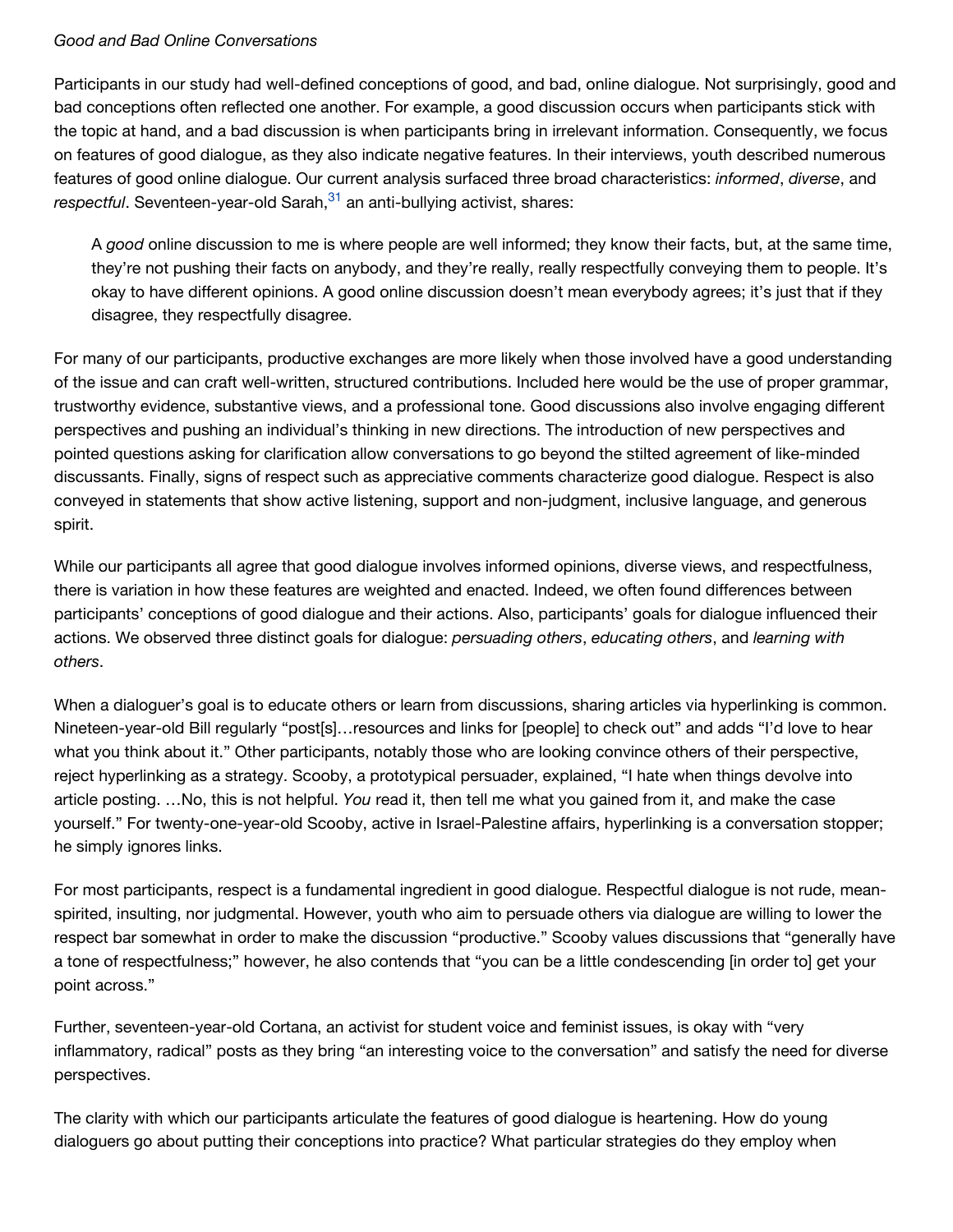*Good and Bad Online Conversations*

Participants in our study had well-defined conceptions of good, and bad, online dialogue. Not surprisingly, good and bad conceptions often reflected one another. For example, a good discussion occurs when participants stick with the topic at hand, and a bad discussion is when participants bring in irrelevant information. Consequently, we focus on features of good dialogue, as they also indicate negative features. In their interviews, youth described numerous features of good online dialogue. Our current analysis surfaced three broad characteristics: *informed*, *diverse*, and *respectful*. Seventeen-year-old Sarah,[31] an anti-bullying activist, shares:

> A *good* online discussion to me is where people are well informed; they know their facts, but, at the same time, they're not pushing their facts on anybody, and they're really, really respectfully conveying them to people. It's okay to have different opinions. A good online discussion doesn't mean everybody agrees; it's just that if they disagree, they respectfully disagree.

For many of our participants, productive exchanges are more likely when those involved have a good understanding of the issue and can craft well-written, structured contributions. Included here would be the use of proper grammar, trustworthy evidence, substantive views, and a professional tone. Good discussions also involve engaging different perspectives and pushing an individual's thinking in new directions. The introduction of new perspectives and pointed questions asking for clarification allow conversations to go beyond the stilted agreement of like-minded discussants. Finally, signs of respect such as appreciative comments characterize good dialogue. Respect is also conveyed in statements that show active listening, support and non-judgment, inclusive language, and generous spirit.

While our participants all agree that good dialogue involves informed opinions, diverse views, and respectfulness, there is variation in how these features are weighted and enacted. Indeed, we often found differences between participants' conceptions of good dialogue and their actions. Also, participants' goals for dialogue influenced their actions. We observed three distinct goals for dialogue: *persuading others*, *educating others*, and *learning with others*.

When a dialoguer's goal is to educate others or learn from discussions, sharing articles via hyperlinking is common. Nineteen-year-old Bill regularly "post[s]…resources and links for [people] to check out" and adds "I'd love to hear what you think about it." Other participants, notably those who are looking convince others of their perspective, reject hyperlinking as a strategy. Scooby, a prototypical persuader, explained, "I hate when things devolve into article posting. …No, this is not helpful. *You* read it, then tell me what you gained from it, and make the case yourself." For twenty-one-year-old Scooby, active in Israel-Palestine affairs, hyperlinking is a conversation stopper; he simply ignores links.

For most participants, respect is a fundamental ingredient in good dialogue. Respectful dialogue is not rude, mean-spirited, insulting, nor judgmental. However, youth who aim to persuade others via dialogue are willing to lower the respect bar somewhat in order to make the discussion "productive." Scooby values discussions that "generally have a tone of respectfulness;" however, he also contends that "you can be a little condescending [in order to] get your point across."

Further, seventeen-year-old Cortana, an activist for student voice and feminist issues, is okay with "very inflammatory, radical" posts as they bring "an interesting voice to the conversation" and satisfy the need for diverse perspectives.

The clarity with which our participants articulate the features of good dialogue is heartening. How do young dialoguers go about putting their conceptions into practice? What particular strategies do they employ when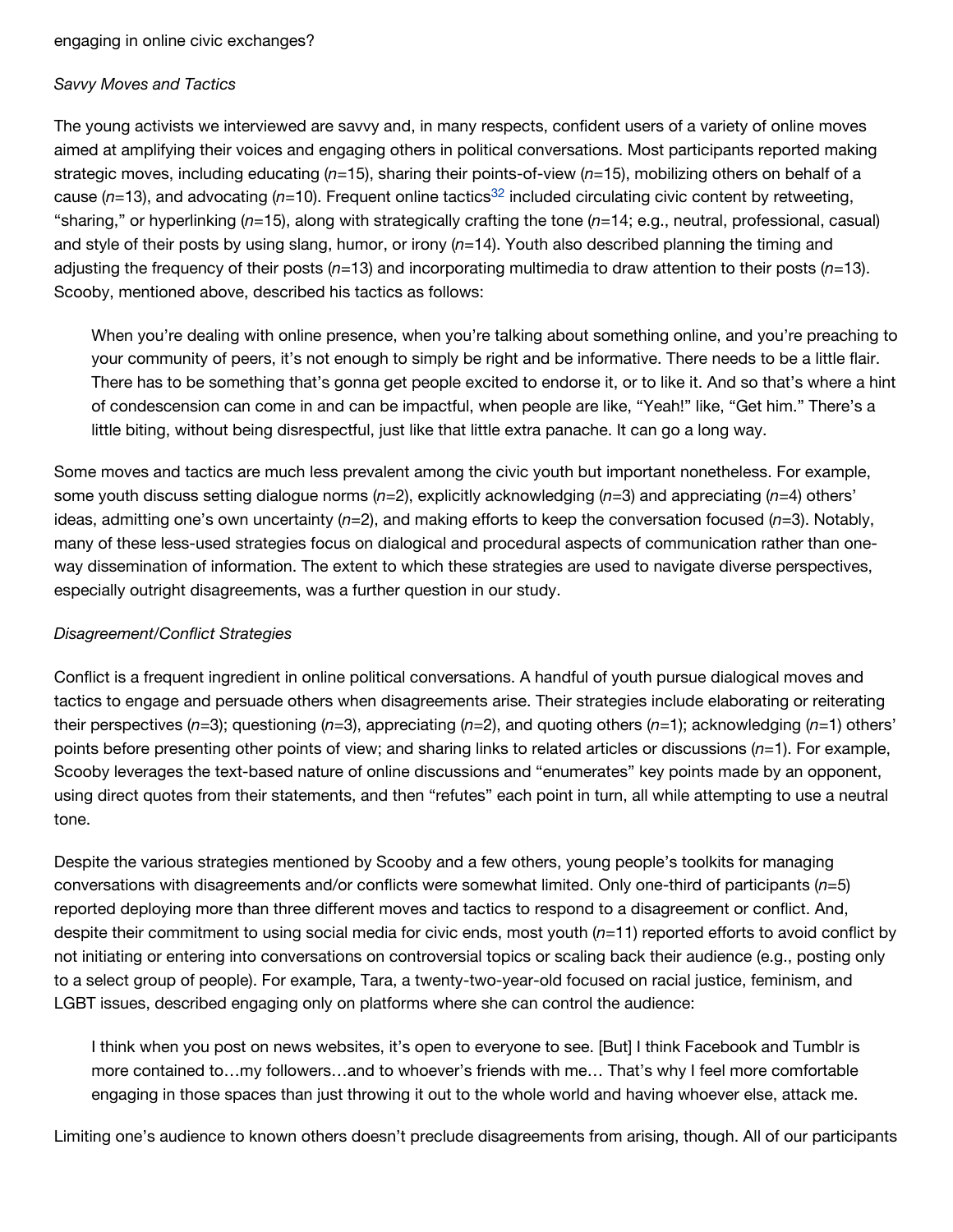engaging in online civic exchanges?

*Savvy Moves and Tactics*

The young activists we interviewed are savvy and, in many respects, confident users of a variety of online moves aimed at amplifying their voices and engaging others in political conversations. Most participants reported making strategic moves, including educating (*n*=15), sharing their points-of-view (*n*=15), mobilizing others on behalf of a cause (*n*=13), and advocating (*n*=10). Frequent online tactics[32] included circulating civic content by retweeting, "sharing," or hyperlinking (*n*=15), along with strategically crafting the tone (*n*=14; e.g., neutral, professional, casual) and style of their posts by using slang, humor, or irony (*n*=14). Youth also described planning the timing and adjusting the frequency of their posts (*n*=13) and incorporating multimedia to draw attention to their posts (*n*=13). Scooby, mentioned above, described his tactics as follows:

> When you're dealing with online presence, when you're talking about something online, and you're preaching to your community of peers, it's not enough to simply be right and be informative. There needs to be a little flair. There has to be something that's gonna get people excited to endorse it, or to like it. And so that's where a hint of condescension can come in and can be impactful, when people are like, "Yeah!" like, "Get him." There's a little biting, without being disrespectful, just like that little extra panache. It can go a long way.

Some moves and tactics are much less prevalent among the civic youth but important nonetheless. For example, some youth discuss setting dialogue norms (*n*=2), explicitly acknowledging (*n*=3) and appreciating (*n*=4) others' ideas, admitting one's own uncertainty (*n*=2), and making efforts to keep the conversation focused (*n*=3). Notably, many of these less-used strategies focus on dialogical and procedural aspects of communication rather than one-way dissemination of information. The extent to which these strategies are used to navigate diverse perspectives, especially outright disagreements, was a further question in our study.

*Disagreement/Conflict Strategies*

Conflict is a frequent ingredient in online political conversations. A handful of youth pursue dialogical moves and tactics to engage and persuade others when disagreements arise. Their strategies include elaborating or reiterating their perspectives (*n*=3); questioning (*n*=3), appreciating (*n*=2), and quoting others (*n*=1); acknowledging (*n*=1) others' points before presenting other points of view; and sharing links to related articles or discussions (*n*=1). For example, Scooby leverages the text-based nature of online discussions and "enumerates" key points made by an opponent, using direct quotes from their statements, and then "refutes" each point in turn, all while attempting to use a neutral tone.

Despite the various strategies mentioned by Scooby and a few others, young people's toolkits for managing conversations with disagreements and/or conflicts were somewhat limited. Only one-third of participants (*n*=5) reported deploying more than three different moves and tactics to respond to a disagreement or conflict. And, despite their commitment to using social media for civic ends, most youth (*n*=11) reported efforts to avoid conflict by not initiating or entering into conversations on controversial topics or scaling back their audience (e.g., posting only to a select group of people). For example, Tara, a twenty-two-year-old focused on racial justice, feminism, and LGBT issues, described engaging only on platforms where she can control the audience:

> I think when you post on news websites, it's open to everyone to see. [But] I think Facebook and Tumblr is more contained to…my followers…and to whoever's friends with me… That's why I feel more comfortable engaging in those spaces than just throwing it out to the whole world and having whoever else, attack me.

Limiting one's audience to known others doesn't preclude disagreements from arising, though. All of our participants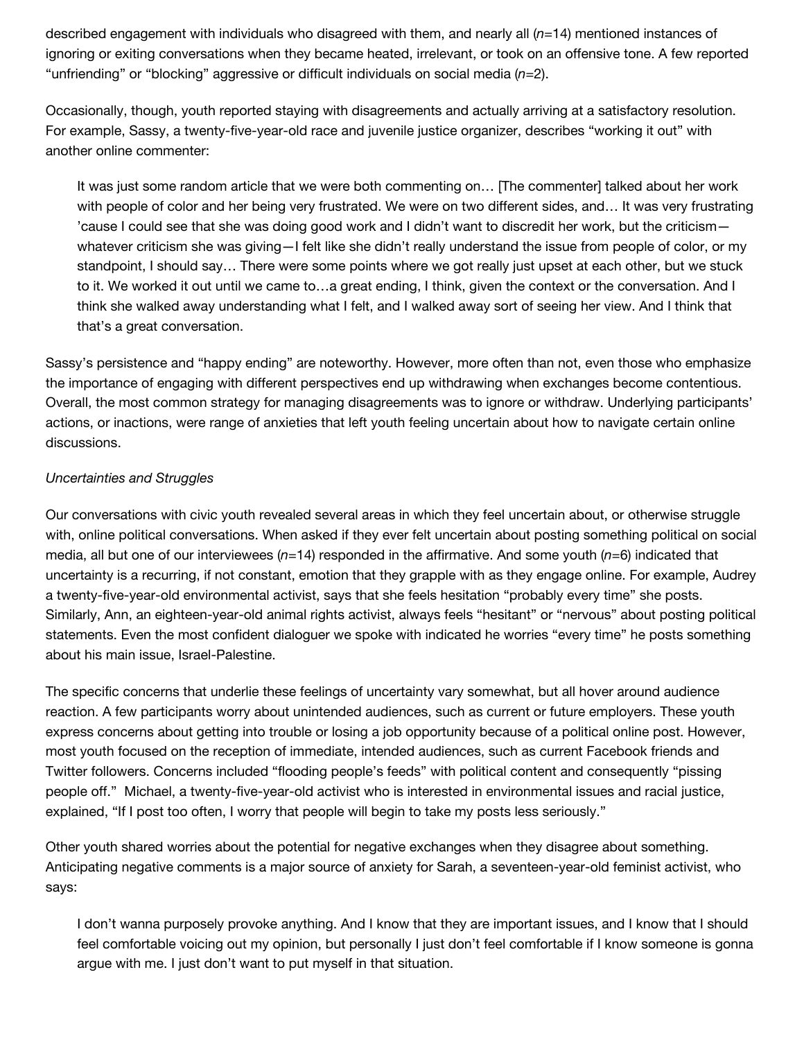described engagement with individuals who disagreed with them, and nearly all (*n*=14) mentioned instances of ignoring or exiting conversations when they became heated, irrelevant, or took on an offensive tone. A few reported "unfriending" or "blocking" aggressive or difficult individuals on social media (*n*=2).

Occasionally, though, youth reported staying with disagreements and actually arriving at a satisfactory resolution. For example, Sassy, a twenty-five-year-old race and juvenile justice organizer, describes "working it out" with another online commenter:

> It was just some random article that we were both commenting on… [The commenter] talked about her work with people of color and her being very frustrated. We were on two different sides, and… It was very frustrating 'cause I could see that she was doing good work and I didn't want to discredit her work, but the criticism—whatever criticism she was giving—I felt like she didn't really understand the issue from people of color, or my standpoint, I should say… There were some points where we got really just upset at each other, but we stuck to it. We worked it out until we came to…a great ending, I think, given the context or the conversation. And I think she walked away understanding what I felt, and I walked away sort of seeing her view. And I think that that's a great conversation.

Sassy's persistence and "happy ending" are noteworthy. However, more often than not, even those who emphasize the importance of engaging with different perspectives end up withdrawing when exchanges become contentious. Overall, the most common strategy for managing disagreements was to ignore or withdraw. Underlying participants' actions, or inactions, were range of anxieties that left youth feeling uncertain about how to navigate certain online discussions.

*Uncertainties and Struggles*

Our conversations with civic youth revealed several areas in which they feel uncertain about, or otherwise struggle with, online political conversations. When asked if they ever felt uncertain about posting something political on social media, all but one of our interviewees (*n*=14) responded in the affirmative. And some youth (*n*=6) indicated that uncertainty is a recurring, if not constant, emotion that they grapple with as they engage online. For example, Audrey a twenty-five-year-old environmental activist, says that she feels hesitation "probably every time" she posts. Similarly, Ann, an eighteen-year-old animal rights activist, always feels "hesitant" or "nervous" about posting political statements. Even the most confident dialoguer we spoke with indicated he worries "every time" he posts something about his main issue, Israel-Palestine.

The specific concerns that underlie these feelings of uncertainty vary somewhat, but all hover around audience reaction. A few participants worry about unintended audiences, such as current or future employers. These youth express concerns about getting into trouble or losing a job opportunity because of a political online post. However, most youth focused on the reception of immediate, intended audiences, such as current Facebook friends and Twitter followers. Concerns included "flooding people's feeds" with political content and consequently "pissing people off." Michael, a twenty-five-year-old activist who is interested in environmental issues and racial justice, explained, "If I post too often, I worry that people will begin to take my posts less seriously."

Other youth shared worries about the potential for negative exchanges when they disagree about something. Anticipating negative comments is a major source of anxiety for Sarah, a seventeen-year-old feminist activist, who says:

> I don't wanna purposely provoke anything. And I know that they are important issues, and I know that I should feel comfortable voicing out my opinion, but personally I just don't feel comfortable if I know someone is gonna argue with me. I just don't want to put myself in that situation.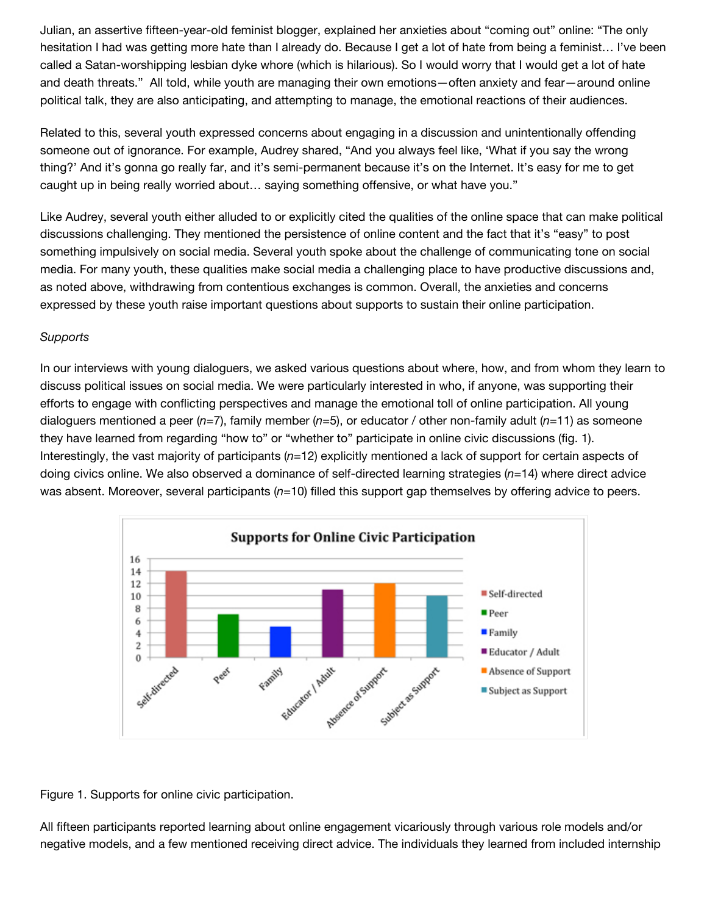Julian, an assertive fifteen-year-old feminist blogger, explained her anxieties about "coming out" online: "The only hesitation I had was getting more hate than I already do. Because I get a lot of hate from being a feminist… I've been called a Satan-worshipping lesbian dyke whore (which is hilarious). So I would worry that I would get a lot of hate and death threats." All told, while youth are managing their own emotions—often anxiety and fear—around online political talk, they are also anticipating, and attempting to manage, the emotional reactions of their audiences.

Related to this, several youth expressed concerns about engaging in a discussion and unintentionally offending someone out of ignorance. For example, Audrey shared, "And you always feel like, 'What if you say the wrong thing?' And it's gonna go really far, and it's semi-permanent because it's on the Internet. It's easy for me to get caught up in being really worried about… saying something offensive, or what have you."

Like Audrey, several youth either alluded to or explicitly cited the qualities of the online space that can make political discussions challenging. They mentioned the persistence of online content and the fact that it's "easy" to post something impulsively on social media. Several youth spoke about the challenge of communicating tone on social media. For many youth, these qualities make social media a challenging place to have productive discussions and, as noted above, withdrawing from contentious exchanges is common. Overall, the anxieties and concerns expressed by these youth raise important questions about supports to sustain their online participation.

*Supports*

In our interviews with young dialoguers, we asked various questions about where, how, and from whom they learn to discuss political issues on social media. We were particularly interested in who, if anyone, was supporting their efforts to engage with conflicting perspectives and manage the emotional toll of online participation. All young dialoguers mentioned a peer (*n*=7), family member (*n*=5), or educator / other non-family adult (*n*=11) as someone they have learned from regarding "how to" or "whether to" participate in online civic discussions (fig. 1). Interestingly, the vast majority of participants (*n*=12) explicitly mentioned a lack of support for certain aspects of doing civics online. We also observed a dominance of self-directed learning strategies (*n*=14) where direct advice was absent. Moreover, several participants (*n*=10) filled this support gap themselves by offering advice to peers.

Figure 1. Supports for online civic participation.

All fifteen participants reported learning about online engagement vicariously through various role models and/or negative models, and a few mentioned receiving direct advice. The individuals they learned from included internship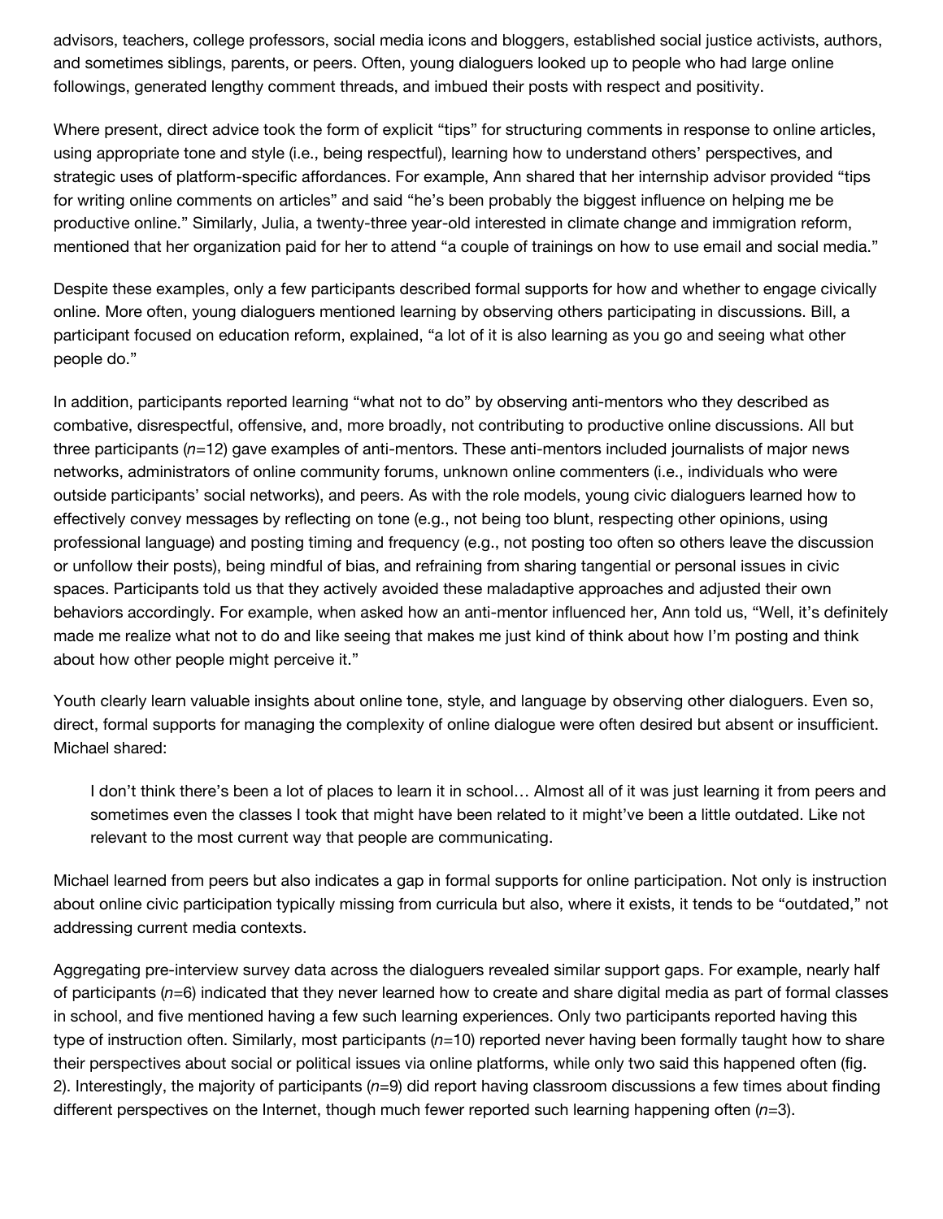advisors, teachers, college professors, social media icons and bloggers, established social justice activists, authors, and sometimes siblings, parents, or peers. Often, young dialoguers looked up to people who had large online followings, generated lengthy comment threads, and imbued their posts with respect and positivity.

Where present, direct advice took the form of explicit "tips" for structuring comments in response to online articles, using appropriate tone and style (i.e., being respectful), learning how to understand others' perspectives, and strategic uses of platform-specific affordances. For example, Ann shared that her internship advisor provided "tips for writing online comments on articles" and said "he's been probably the biggest influence on helping me be productive online." Similarly, Julia, a twenty-three year-old interested in climate change and immigration reform, mentioned that her organization paid for her to attend "a couple of trainings on how to use email and social media."

Despite these examples, only a few participants described formal supports for how and whether to engage civically online. More often, young dialoguers mentioned learning by observing others participating in discussions. Bill, a participant focused on education reform, explained, "a lot of it is also learning as you go and seeing what other people do."

In addition, participants reported learning "what not to do" by observing anti-mentors who they described as combative, disrespectful, offensive, and, more broadly, not contributing to productive online discussions. All but three participants (*n*=12) gave examples of anti-mentors. These anti-mentors included journalists of major news networks, administrators of online community forums, unknown online commenters (i.e., individuals who were outside participants' social networks), and peers. As with the role models, young civic dialoguers learned how to effectively convey messages by reflecting on tone (e.g., not being too blunt, respecting other opinions, using professional language) and posting timing and frequency (e.g., not posting too often so others leave the discussion or unfollow their posts), being mindful of bias, and refraining from sharing tangential or personal issues in civic spaces. Participants told us that they actively avoided these maladaptive approaches and adjusted their own behaviors accordingly. For example, when asked how an anti-mentor influenced her, Ann told us, "Well, it's definitely made me realize what not to do and like seeing that makes me just kind of think about how I'm posting and think about how other people might perceive it."

Youth clearly learn valuable insights about online tone, style, and language by observing other dialoguers. Even so, direct, formal supports for managing the complexity of online dialogue were often desired but absent or insufficient. Michael shared:

> I don't think there's been a lot of places to learn it in school… Almost all of it was just learning it from peers and sometimes even the classes I took that might have been related to it might've been a little outdated. Like not relevant to the most current way that people are communicating.

Michael learned from peers but also indicates a gap in formal supports for online participation. Not only is instruction about online civic participation typically missing from curricula but also, where it exists, it tends to be "outdated," not addressing current media contexts.

Aggregating pre-interview survey data across the dialoguers revealed similar support gaps. For example, nearly half of participants (*n*=6) indicated that they never learned how to create and share digital media as part of formal classes in school, and five mentioned having a few such learning experiences. Only two participants reported having this type of instruction often. Similarly, most participants (*n*=10) reported never having been formally taught how to share their perspectives about social or political issues via online platforms, while only two said this happened often (fig. 2). Interestingly, the majority of participants (*n*=9) did report having classroom discussions a few times about finding different perspectives on the Internet, though much fewer reported such learning happening often (*n*=3).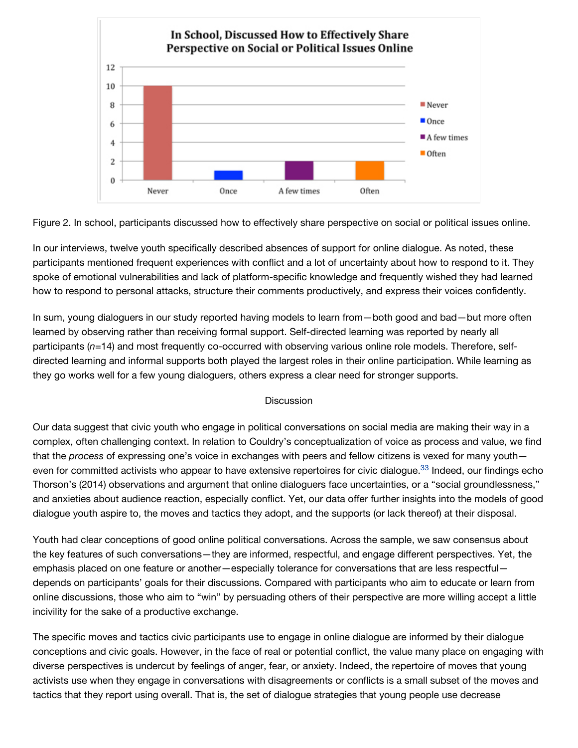Figure 2. In school, participants discussed how to effectively share perspective on social or political issues online.

In our interviews, twelve youth specifically described absences of support for online dialogue. As noted, these participants mentioned frequent experiences with conflict and a lot of uncertainty about how to respond to it. They spoke of emotional vulnerabilities and lack of platform-specific knowledge and frequently wished they had learned how to respond to personal attacks, structure their comments productively, and express their voices confidently.

In sum, young dialoguers in our study reported having models to learn from—both good and bad—but more often learned by observing rather than receiving formal support. Self-directed learning was reported by nearly all participants (*n*=14) and most frequently co-occurred with observing various online role models. Therefore, self-directed learning and informal supports both played the largest roles in their online participation. While learning as they go works well for a few young dialoguers, others express a clear need for stronger supports.

## Discussion

Our data suggest that civic youth who engage in political conversations on social media are making their way in a complex, often challenging context. In relation to Couldry's conceptualization of voice as process and value, we find that the *process* of expressing one's voice in exchanges with peers and fellow citizens is vexed for many youth—even for committed activists who appear to have extensive repertoires for civic dialogue.[33] Indeed, our findings echo Thorson's (2014) observations and argument that online dialoguers face uncertainties, or a "social groundlessness," and anxieties about audience reaction, especially conflict. Yet, our data offer further insights into the models of good dialogue youth aspire to, the moves and tactics they adopt, and the supports (or lack thereof) at their disposal.

Youth had clear conceptions of good online political conversations. Across the sample, we saw consensus about the key features of such conversations—they are informed, respectful, and engage different perspectives. Yet, the emphasis placed on one feature or another—especially tolerance for conversations that are less respectful—depends on participants' goals for their discussions. Compared with participants who aim to educate or learn from online discussions, those who aim to "win" by persuading others of their perspective are more willing accept a little incivility for the sake of a productive exchange.

The specific moves and tactics civic participants use to engage in online dialogue are informed by their dialogue conceptions and civic goals. However, in the face of real or potential conflict, the value many place on engaging with diverse perspectives is undercut by feelings of anger, fear, or anxiety. Indeed, the repertoire of moves that young activists use when they engage in conversations with disagreements or conflicts is a small subset of the moves and tactics that they report using overall. That is, the set of dialogue strategies that young people use decrease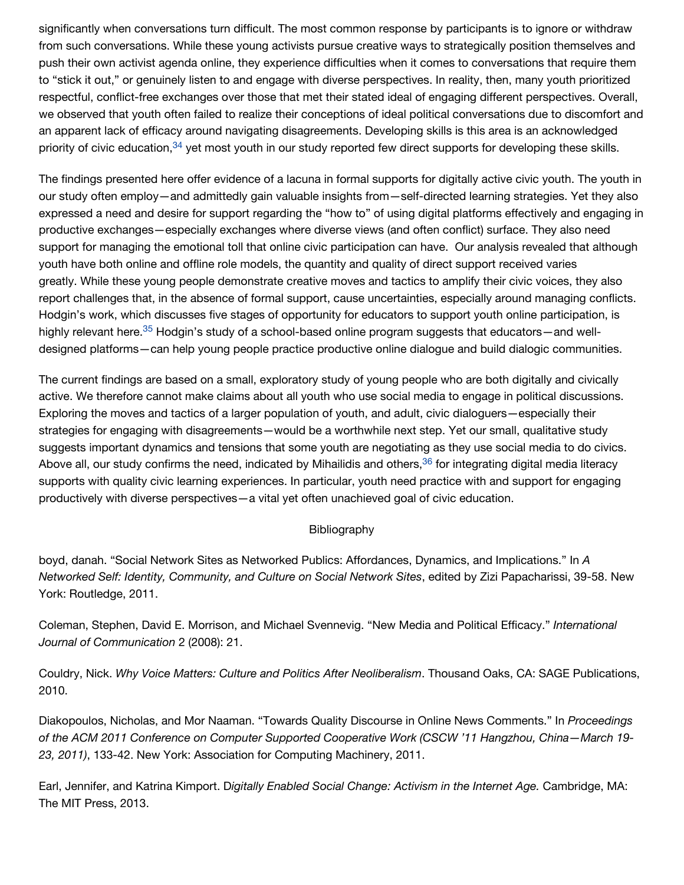significantly when conversations turn difficult. The most common response by participants is to ignore or withdraw from such conversations. While these young activists pursue creative ways to strategically position themselves and push their own activist agenda online, they experience difficulties when it comes to conversations that require them to "stick it out," or genuinely listen to and engage with diverse perspectives. In reality, then, many youth prioritized respectful, conflict-free exchanges over those that met their stated ideal of engaging different perspectives. Overall, we observed that youth often failed to realize their conceptions of ideal political conversations due to discomfort and an apparent lack of efficacy around navigating disagreements. Developing skills is this area is an acknowledged priority of civic education,[34] yet most youth in our study reported few direct supports for developing these skills.

The findings presented here offer evidence of a lacuna in formal supports for digitally active civic youth. The youth in our study often employ—and admittedly gain valuable insights from—self-directed learning strategies. Yet they also expressed a need and desire for support regarding the "how to" of using digital platforms effectively and engaging in productive exchanges—especially exchanges where diverse views (and often conflict) surface. They also need support for managing the emotional toll that online civic participation can have. Our analysis revealed that although youth have both online and offline role models, the quantity and quality of direct support received varies greatly. While these young people demonstrate creative moves and tactics to amplify their civic voices, they also report challenges that, in the absence of formal support, cause uncertainties, especially around managing conflicts. Hodgin's work, which discusses five stages of opportunity for educators to support youth online participation, is highly relevant here.[35] Hodgin's study of a school-based online program suggests that educators—and well-designed platforms—can help young people practice productive online dialogue and build dialogic communities.

The current findings are based on a small, exploratory study of young people who are both digitally and civically active. We therefore cannot make claims about all youth who use social media to engage in political discussions. Exploring the moves and tactics of a larger population of youth, and adult, civic dialoguers—especially their strategies for engaging with disagreements—would be a worthwhile next step. Yet our small, qualitative study suggests important dynamics and tensions that some youth are negotiating as they use social media to do civics. Above all, our study confirms the need, indicated by Mihailidis and others,[36] for integrating digital media literacy supports with quality civic learning experiences. In particular, youth need practice with and support for engaging productively with diverse perspectives—a vital yet often unachieved goal of civic education.

## Bibliography

boyd, danah. "Social Network Sites as Networked Publics: Affordances, Dynamics, and Implications." In *A Networked Self: Identity, Community, and Culture on Social Network Sites*, edited by Zizi Papacharissi, 39-58. New York: Routledge, 2011.

Coleman, Stephen, David E. Morrison, and Michael Svennevig. "New Media and Political Efficacy." *International Journal of Communication* 2 (2008): 21.

Couldry, Nick. *Why Voice Matters: Culture and Politics After Neoliberalism*. Thousand Oaks, CA: SAGE Publications, 2010.

Diakopoulos, Nicholas, and Mor Naaman. "Towards Quality Discourse in Online News Comments." In *Proceedings of the ACM 2011 Conference on Computer Supported Cooperative Work (CSCW '11 Hangzhou, China—March 19-23, 2011)*, 133-42. New York: Association for Computing Machinery, 2011.

Earl, Jennifer, and Katrina Kimport. *Digitally Enabled Social Change: Activism in the Internet Age.* Cambridge, MA: The MIT Press, 2013.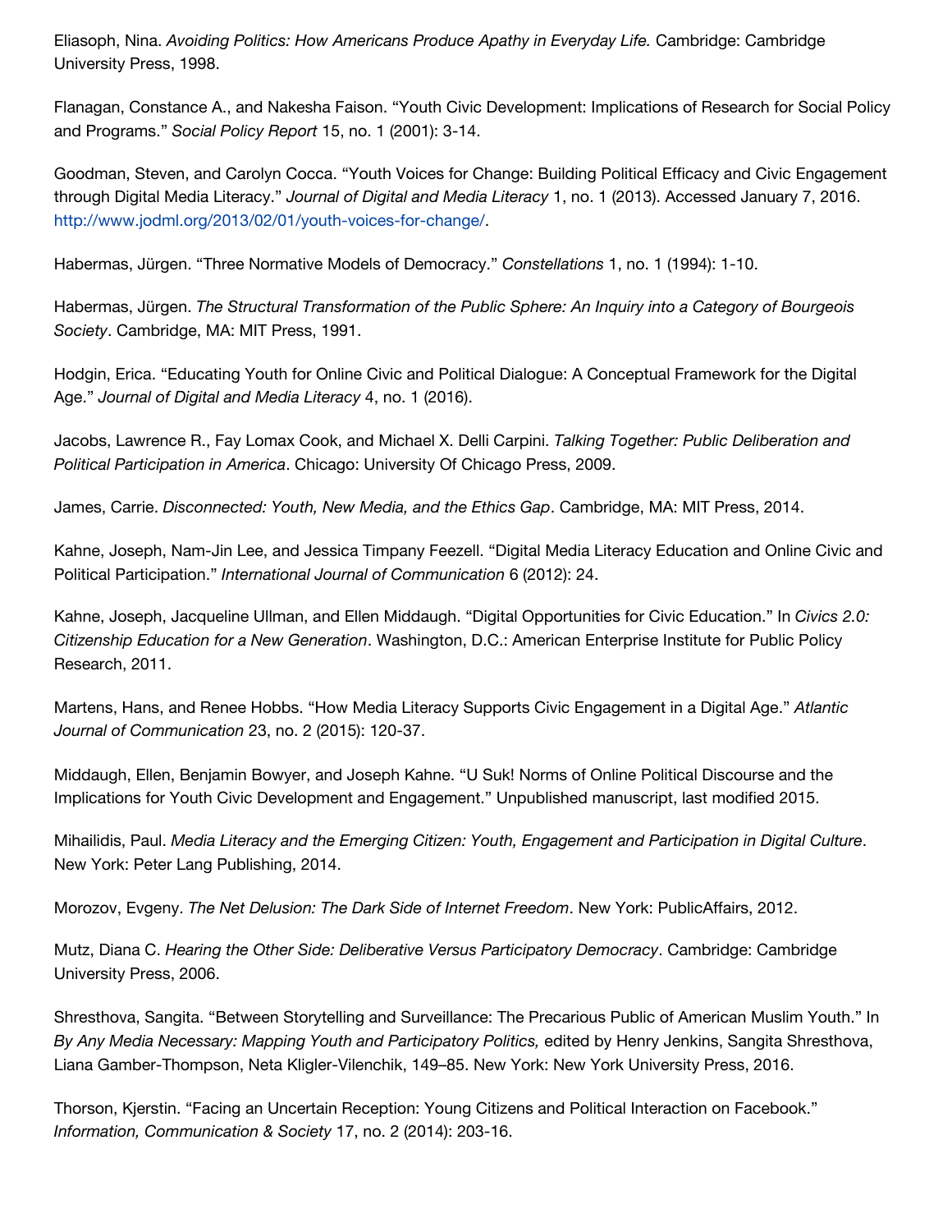Eliasoph, Nina. *Avoiding Politics: How Americans Produce Apathy in Everyday Life.* Cambridge: Cambridge University Press, 1998.

Flanagan, Constance A., and Nakesha Faison. “Youth Civic Development: Implications of Research for Social Policy and Programs.” *Social Policy Report* 15, no. 1 (2001): 3-14.

Goodman, Steven, and Carolyn Cocca. “Youth Voices for Change: Building Political Efficacy and Civic Engagement through Digital Media Literacy.” *Journal of Digital and Media Literacy* 1, no. 1 (2013). Accessed January 7, 2016. http://www.jodml.org/2013/02/01/youth-voices-for-change/.

Habermas, Jürgen. “Three Normative Models of Democracy.” *Constellations* 1, no. 1 (1994): 1-10.

Habermas, Jürgen. *The Structural Transformation of the Public Sphere: An Inquiry into a Category of Bourgeois Society*. Cambridge, MA: MIT Press, 1991.

Hodgin, Erica. “Educating Youth for Online Civic and Political Dialogue: A Conceptual Framework for the Digital Age.” *Journal of Digital and Media Literacy* 4, no. 1 (2016).

Jacobs, Lawrence R., Fay Lomax Cook, and Michael X. Delli Carpini. *Talking Together: Public Deliberation and Political Participation in America*. Chicago: University Of Chicago Press, 2009.

James, Carrie. *Disconnected: Youth, New Media, and the Ethics Gap*. Cambridge, MA: MIT Press, 2014.

Kahne, Joseph, Nam-Jin Lee, and Jessica Timpany Feezell. “Digital Media Literacy Education and Online Civic and Political Participation.” *International Journal of Communication* 6 (2012): 24.

Kahne, Joseph, Jacqueline Ullman, and Ellen Middaugh. “Digital Opportunities for Civic Education.” In *Civics 2.0: Citizenship Education for a New Generation*. Washington, D.C.: American Enterprise Institute for Public Policy Research, 2011.

Martens, Hans, and Renee Hobbs. “How Media Literacy Supports Civic Engagement in a Digital Age.” *Atlantic Journal of Communication* 23, no. 2 (2015): 120-37.

Middaugh, Ellen, Benjamin Bowyer, and Joseph Kahne. “U Suk! Norms of Online Political Discourse and the Implications for Youth Civic Development and Engagement.” Unpublished manuscript, last modified 2015.

Mihailidis, Paul. *Media Literacy and the Emerging Citizen: Youth, Engagement and Participation in Digital Culture*. New York: Peter Lang Publishing, 2014.

Morozov, Evgeny. *The Net Delusion: The Dark Side of Internet Freedom*. New York: PublicAffairs, 2012.

Mutz, Diana C. *Hearing the Other Side: Deliberative Versus Participatory Democracy*. Cambridge: Cambridge University Press, 2006.

Shresthova, Sangita. “Between Storytelling and Surveillance: The Precarious Public of American Muslim Youth.” In *By Any Media Necessary: Mapping Youth and Participatory Politics,* edited by Henry Jenkins, Sangita Shresthova, Liana Gamber-Thompson, Neta Kligler-Vilenchik, 149–85. New York: New York University Press, 2016.

Thorson, Kjerstin. “Facing an Uncertain Reception: Young Citizens and Political Interaction on Facebook.” *Information, Communication & Society* 17, no. 2 (2014): 203-16.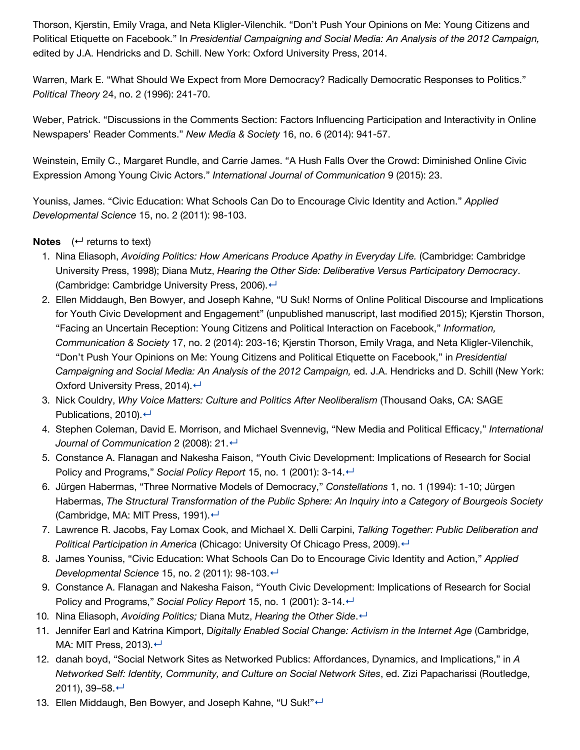Thorson, Kjerstin, Emily Vraga, and Neta Kligler-Vilenchik. "Don't Push Your Opinions on Me: Young Citizens and Political Etiquette on Facebook." In *Presidential Campaigning and Social Media: An Analysis of the 2012 Campaign,* edited by J.A. Hendricks and D. Schill. New York: Oxford University Press, 2014.

Warren, Mark E. "What Should We Expect from More Democracy? Radically Democratic Responses to Politics." *Political Theory* 24, no. 2 (1996): 241-70.

Weber, Patrick. "Discussions in the Comments Section: Factors Influencing Participation and Interactivity in Online Newspapers' Reader Comments." *New Media & Society* 16, no. 6 (2014): 941-57.

Weinstein, Emily C., Margaret Rundle, and Carrie James. "A Hush Falls Over the Crowd: Diminished Online Civic Expression Among Young Civic Actors." *International Journal of Communication* 9 (2015): 23.

Youniss, James. "Civic Education: What Schools Can Do to Encourage Civic Identity and Action." *Applied Developmental Science* 15, no. 2 (2011): 98-103.

**Notes** (↩ returns to text)

1. Nina Eliasoph, *Avoiding Politics: How Americans Produce Apathy in Everyday Life.* (Cambridge: Cambridge University Press, 1998); Diana Mutz, *Hearing the Other Side: Deliberative Versus Participatory Democracy*. (Cambridge: Cambridge University Press, 2006).↩
2. Ellen Middaugh, Ben Bowyer, and Joseph Kahne, "U Suk! Norms of Online Political Discourse and Implications for Youth Civic Development and Engagement" (unpublished manuscript, last modified 2015); Kjerstin Thorson, "Facing an Uncertain Reception: Young Citizens and Political Interaction on Facebook," *Information, Communication & Society* 17, no. 2 (2014): 203-16; Kjerstin Thorson, Emily Vraga, and Neta Kligler-Vilenchik, "Don't Push Your Opinions on Me: Young Citizens and Political Etiquette on Facebook," in *Presidential Campaigning and Social Media: An Analysis of the 2012 Campaign,* ed. J.A. Hendricks and D. Schill (New York: Oxford University Press, 2014).↩
3. Nick Couldry, *Why Voice Matters: Culture and Politics After Neoliberalism* (Thousand Oaks, CA: SAGE Publications, 2010).↩
4. Stephen Coleman, David E. Morrison, and Michael Svennevig, "New Media and Political Efficacy," *International Journal of Communication* 2 (2008): 21.↩
5. Constance A. Flanagan and Nakesha Faison, "Youth Civic Development: Implications of Research for Social Policy and Programs," *Social Policy Report* 15, no. 1 (2001): 3-14.↩
6. Jürgen Habermas, "Three Normative Models of Democracy," *Constellations* 1, no. 1 (1994): 1-10; Jürgen Habermas, *The Structural Transformation of the Public Sphere: An Inquiry into a Category of Bourgeois Society* (Cambridge, MA: MIT Press, 1991).↩
7. Lawrence R. Jacobs, Fay Lomax Cook, and Michael X. Delli Carpini, *Talking Together: Public Deliberation and Political Participation in America* (Chicago: University Of Chicago Press, 2009).↩
8. James Youniss, "Civic Education: What Schools Can Do to Encourage Civic Identity and Action," *Applied Developmental Science* 15, no. 2 (2011): 98-103.↩
9. Constance A. Flanagan and Nakesha Faison, "Youth Civic Development: Implications of Research for Social Policy and Programs," *Social Policy Report* 15, no. 1 (2001): 3-14.↩
10. Nina Eliasoph, *Avoiding Politics;* Diana Mutz, *Hearing the Other Side*.↩
11. Jennifer Earl and Katrina Kimport, D*igitally Enabled Social Change: Activism in the Internet Age* (Cambridge, MA: MIT Press, 2013).↩
12. danah boyd, "Social Network Sites as Networked Publics: Affordances, Dynamics, and Implications," in *A Networked Self: Identity, Community, and Culture on Social Network Sites*, ed. Zizi Papacharissi (Routledge, 2011), 39–58.↩
13. Ellen Middaugh, Ben Bowyer, and Joseph Kahne, "U Suk!"↩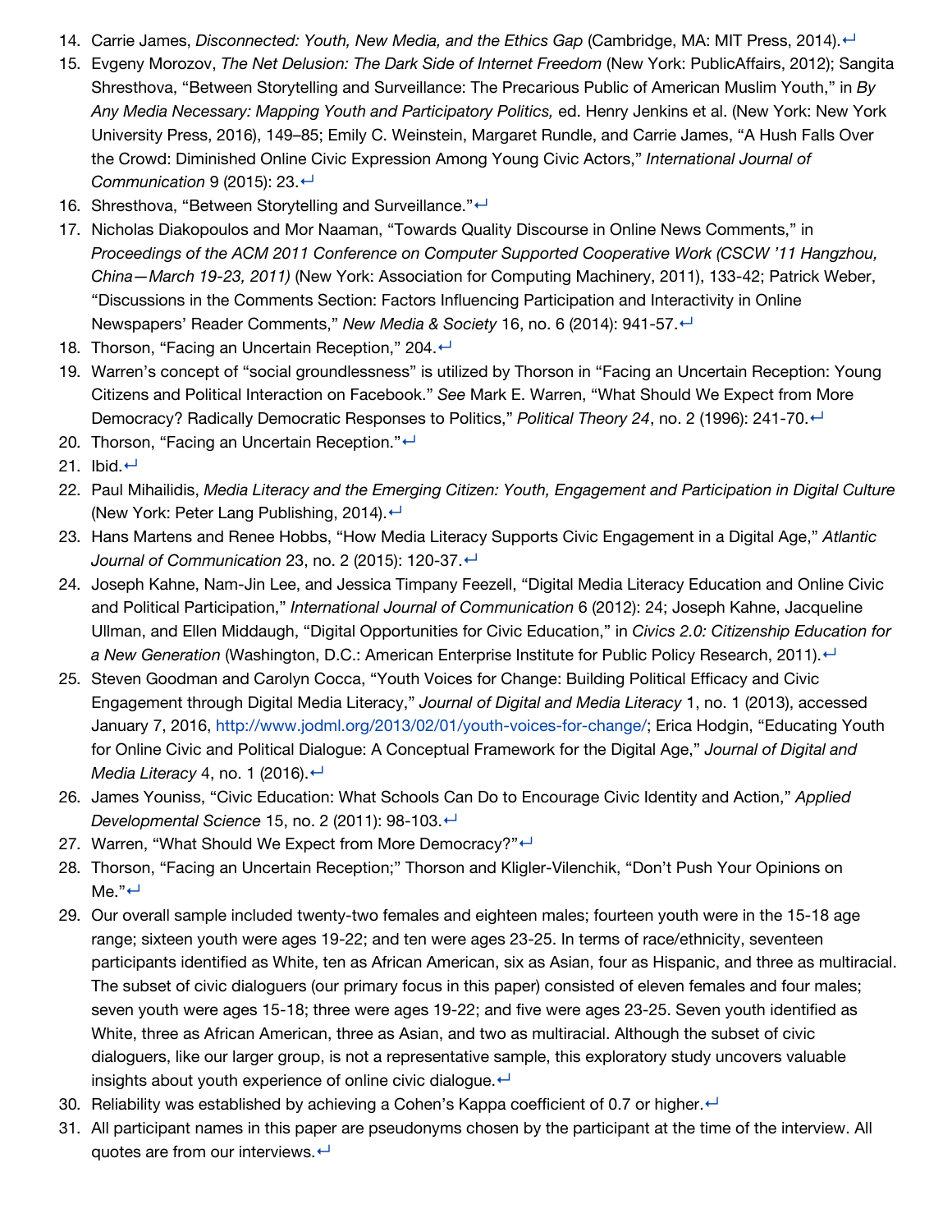14. Carrie James, *Disconnected: Youth, New Media, and the Ethics Gap* (Cambridge, MA: MIT Press, 2014).↩
15. Evgeny Morozov, *The Net Delusion: The Dark Side of Internet Freedom* (New York: PublicAffairs, 2012); Sangita Shresthova, "Between Storytelling and Surveillance: The Precarious Public of American Muslim Youth," in *By Any Media Necessary: Mapping Youth and Participatory Politics,* ed. Henry Jenkins et al. (New York: New York University Press, 2016), 149–85; Emily C. Weinstein, Margaret Rundle, and Carrie James, "A Hush Falls Over the Crowd: Diminished Online Civic Expression Among Young Civic Actors," *International Journal of Communication* 9 (2015): 23.↩
16. Shresthova, "Between Storytelling and Surveillance."↩
17. Nicholas Diakopoulos and Mor Naaman, "Towards Quality Discourse in Online News Comments," in *Proceedings of the ACM 2011 Conference on Computer Supported Cooperative Work (CSCW '11 Hangzhou, China—March 19-23, 2011)* (New York: Association for Computing Machinery, 2011), 133-42; Patrick Weber, "Discussions in the Comments Section: Factors Influencing Participation and Interactivity in Online Newspapers' Reader Comments," *New Media & Society* 16, no. 6 (2014): 941-57.↩
18. Thorson, "Facing an Uncertain Reception," 204.↩
19. Warren's concept of "social groundlessness" is utilized by Thorson in "Facing an Uncertain Reception: Young Citizens and Political Interaction on Facebook." *See* Mark E. Warren, "What Should We Expect from More Democracy? Radically Democratic Responses to Politics," *Political Theory 24*, no. 2 (1996): 241-70.↩
20. Thorson, "Facing an Uncertain Reception."↩
21. Ibid.↩
22. Paul Mihailidis, *Media Literacy and the Emerging Citizen: Youth, Engagement and Participation in Digital Culture* (New York: Peter Lang Publishing, 2014).↩
23. Hans Martens and Renee Hobbs, "How Media Literacy Supports Civic Engagement in a Digital Age," *Atlantic Journal of Communication* 23, no. 2 (2015): 120-37.↩
24. Joseph Kahne, Nam-Jin Lee, and Jessica Timpany Feezell, "Digital Media Literacy Education and Online Civic and Political Participation," *International Journal of Communication* 6 (2012): 24; Joseph Kahne, Jacqueline Ullman, and Ellen Middaugh, "Digital Opportunities for Civic Education," in *Civics 2.0: Citizenship Education for a New Generation* (Washington, D.C.: American Enterprise Institute for Public Policy Research, 2011).↩
25. Steven Goodman and Carolyn Cocca, "Youth Voices for Change: Building Political Efficacy and Civic Engagement through Digital Media Literacy," *Journal of Digital and Media Literacy* 1, no. 1 (2013), accessed January 7, 2016, http://www.jodml.org/2013/02/01/youth-voices-for-change/; Erica Hodgin, "Educating Youth for Online Civic and Political Dialogue: A Conceptual Framework for the Digital Age," *Journal of Digital and Media Literacy* 4, no. 1 (2016).↩
26. James Youniss, "Civic Education: What Schools Can Do to Encourage Civic Identity and Action," *Applied Developmental Science* 15, no. 2 (2011): 98-103.↩
27. Warren, "What Should We Expect from More Democracy?"↩
28. Thorson, "Facing an Uncertain Reception;" Thorson and Kligler-Vilenchik, "Don't Push Your Opinions on Me."↩
29. Our overall sample included twenty-two females and eighteen males; fourteen youth were in the 15-18 age range; sixteen youth were ages 19-22; and ten were ages 23-25. In terms of race/ethnicity, seventeen participants identified as White, ten as African American, six as Asian, four as Hispanic, and three as multiracial. The subset of civic dialoguers (our primary focus in this paper) consisted of eleven females and four males; seven youth were ages 15-18; three were ages 19-22; and five were ages 23-25. Seven youth identified as White, three as African American, three as Asian, and two as multiracial. Although the subset of civic dialoguers, like our larger group, is not a representative sample, this exploratory study uncovers valuable insights about youth experience of online civic dialogue.↩
30. Reliability was established by achieving a Cohen's Kappa coefficient of 0.7 or higher.↩
31. All participant names in this paper are pseudonyms chosen by the participant at the time of the interview. All quotes are from our interviews.↩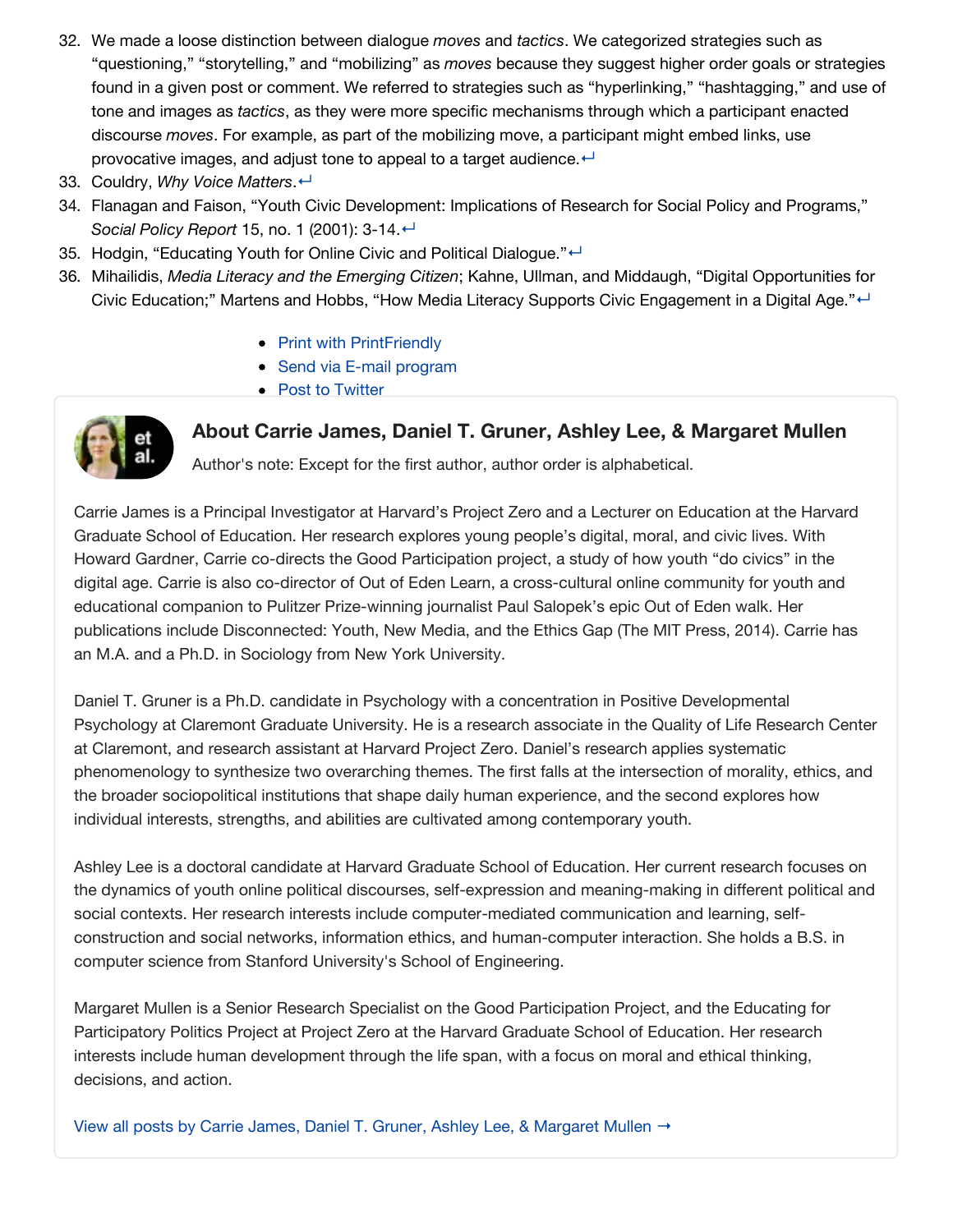32. We made a loose distinction between dialogue *moves* and *tactics*. We categorized strategies such as "questioning," "storytelling," and "mobilizing" as *moves* because they suggest higher order goals or strategies found in a given post or comment. We referred to strategies such as "hyperlinking," "hashtagging," and use of tone and images as *tactics*, as they were more specific mechanisms through which a participant enacted discourse *moves*. For example, as part of the mobilizing move, a participant might embed links, use provocative images, and adjust tone to appeal to a target audience.↩
33. Couldry, *Why Voice Matters*.↩
34. Flanagan and Faison, "Youth Civic Development: Implications of Research for Social Policy and Programs," *Social Policy Report* 15, no. 1 (2001): 3-14.↩
35. Hodgin, "Educating Youth for Online Civic and Political Dialogue."↩
36. Mihailidis, *Media Literacy and the Emerging Citizen*; Kahne, Ullman, and Middaugh, "Digital Opportunities for Civic Education;" Martens and Hobbs, "How Media Literacy Supports Civic Engagement in a Digital Age."↩

- Print with PrintFriendly
- Send via E-mail program
- Post to Twitter

### About Carrie James, Daniel T. Gruner, Ashley Lee, & Margaret Mullen

Author's note: Except for the first author, author order is alphabetical.

Carrie James is a Principal Investigator at Harvard's Project Zero and a Lecturer on Education at the Harvard Graduate School of Education. Her research explores young people's digital, moral, and civic lives. With Howard Gardner, Carrie co-directs the Good Participation project, a study of how youth "do civics" in the digital age. Carrie is also co-director of Out of Eden Learn, a cross-cultural online community for youth and educational companion to Pulitzer Prize-winning journalist Paul Salopek's epic Out of Eden walk. Her publications include Disconnected: Youth, New Media, and the Ethics Gap (The MIT Press, 2014). Carrie has an M.A. and a Ph.D. in Sociology from New York University.

Daniel T. Gruner is a Ph.D. candidate in Psychology with a concentration in Positive Developmental Psychology at Claremont Graduate University. He is a research associate in the Quality of Life Research Center at Claremont, and research assistant at Harvard Project Zero. Daniel's research applies systematic phenomenology to synthesize two overarching themes. The first falls at the intersection of morality, ethics, and the broader sociopolitical institutions that shape daily human experience, and the second explores how individual interests, strengths, and abilities are cultivated among contemporary youth.

Ashley Lee is a doctoral candidate at Harvard Graduate School of Education. Her current research focuses on the dynamics of youth online political discourses, self-expression and meaning-making in different political and social contexts. Her research interests include computer-mediated communication and learning, self-construction and social networks, information ethics, and human-computer interaction. She holds a B.S. in computer science from Stanford University's School of Engineering.

Margaret Mullen is a Senior Research Specialist on the Good Participation Project, and the Educating for Participatory Politics Project at Project Zero at the Harvard Graduate School of Education. Her research interests include human development through the life span, with a focus on moral and ethical thinking, decisions, and action.

View all posts by Carrie James, Daniel T. Gruner, Ashley Lee, & Margaret Mullen →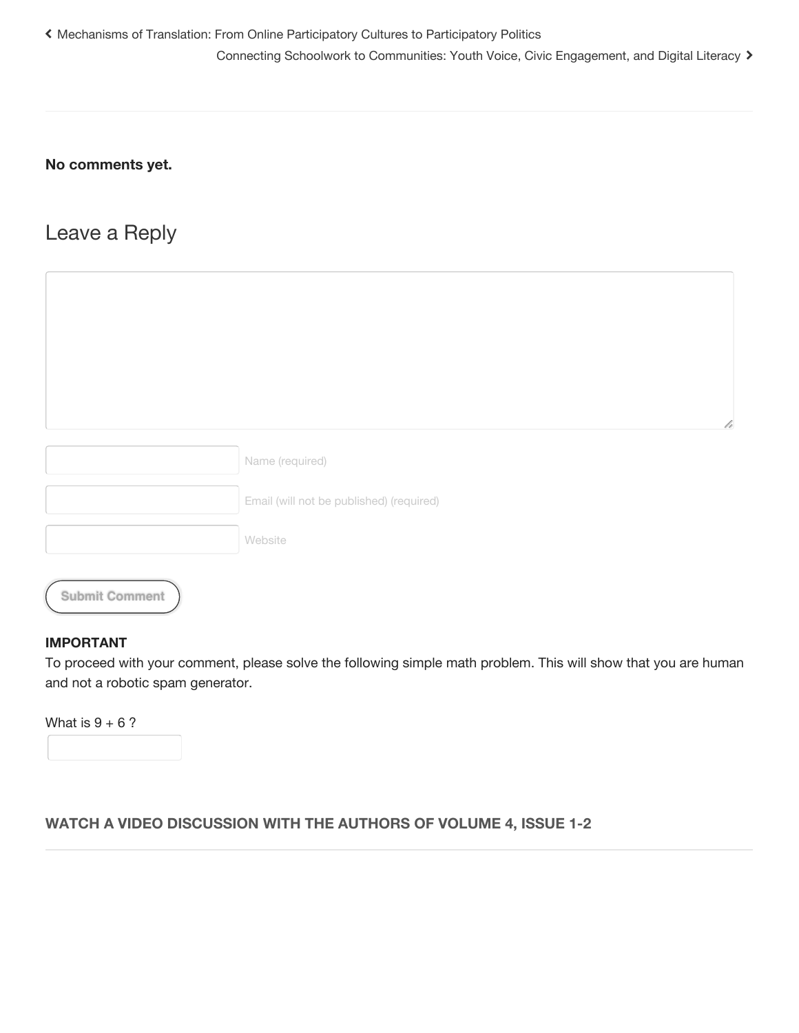‹ Mechanisms of Translation: From Online Participatory Cultures to Participatory Politics

Connecting Schoolwork to Communities: Youth Voice, Civic Engagement, and Digital Literacy ›

**No comments yet.**

## Leave a Reply

Name (required)

Email (will not be published) (required)

Website

Submit Comment

**IMPORTANT**

To proceed with your comment, please solve the following simple math problem. This will show that you are human and not a robotic spam generator.

What is 9 + 6 ?

**WATCH A VIDEO DISCUSSION WITH THE AUTHORS OF VOLUME 4, ISSUE 1-2**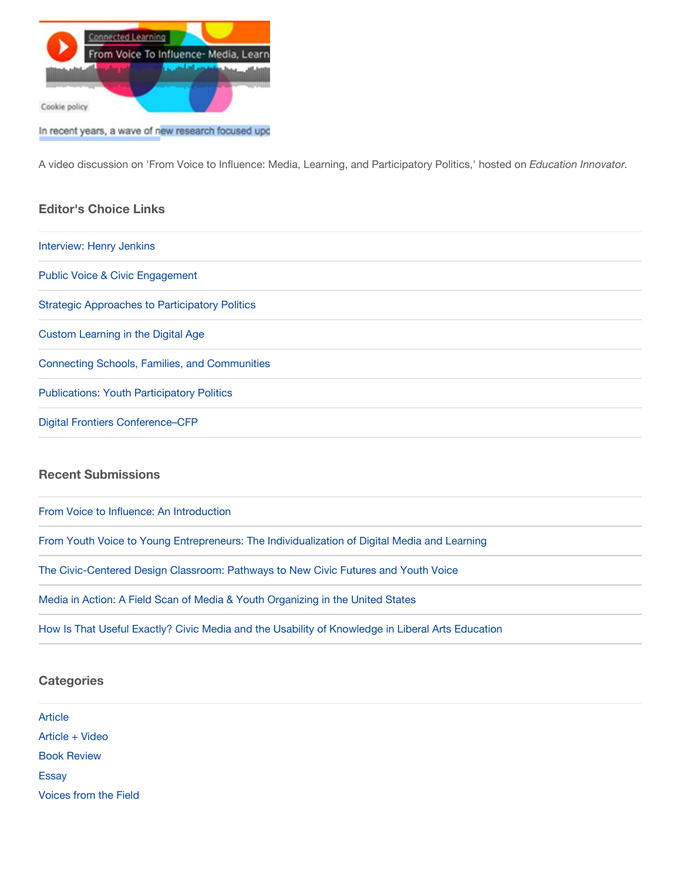A video discussion on 'From Voice to Influence: Media, Learning, and Participatory Politics,' hosted on *Education Innovator*.

## Editor's Choice Links

- Interview: Henry Jenkins
- Public Voice & Civic Engagement
- Strategic Approaches to Participatory Politics
- Custom Learning in the Digital Age
- Connecting Schools, Families, and Communities
- Publications: Youth Participatory Politics
- Digital Frontiers Conference–CFP

## Recent Submissions

- From Voice to Influence: An Introduction
- From Youth Voice to Young Entrepreneurs: The Individualization of Digital Media and Learning
- The Civic-Centered Design Classroom: Pathways to New Civic Futures and Youth Voice
- Media in Action: A Field Scan of Media & Youth Organizing in the United States
- How Is That Useful Exactly? Civic Media and the Usability of Knowledge in Liberal Arts Education

## Categories

- Article
- Article + Video
- Book Review
- Essay
- Voices from the Field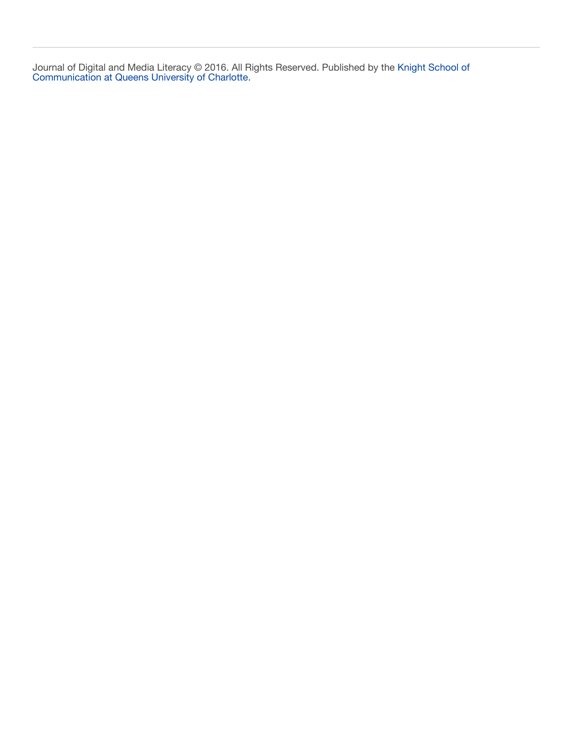Journal of Digital and Media Literacy © 2016. All Rights Reserved. Published by the Knight School of Communication at Queens University of Charlotte.